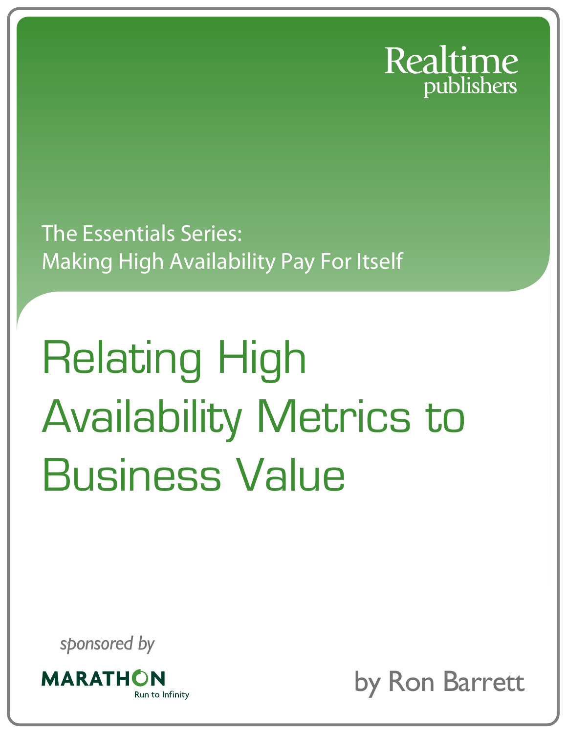Realtime publishers

The Essentials Series:
Making High Availability Pay For Itself

# Relating High Availability Metrics to Business Value

*sponsored by*

MARATHON
Run to Infinity

by Ron Barrett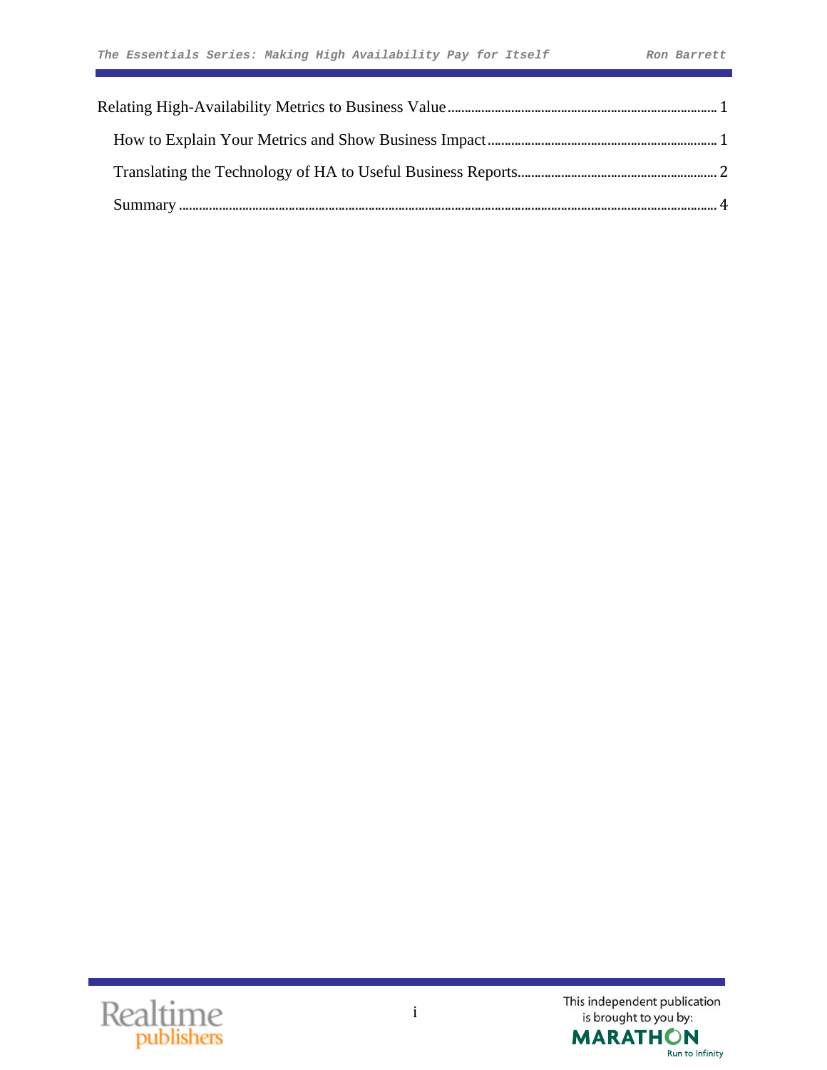Relating High-Availability Metrics to Business Value ........................................................ 1

- How to Explain Your Metrics and Show Business Impact ........................................................ 1
- Translating the Technology of HA to Useful Business Reports ........................................................ 2
- Summary ........................................................ 4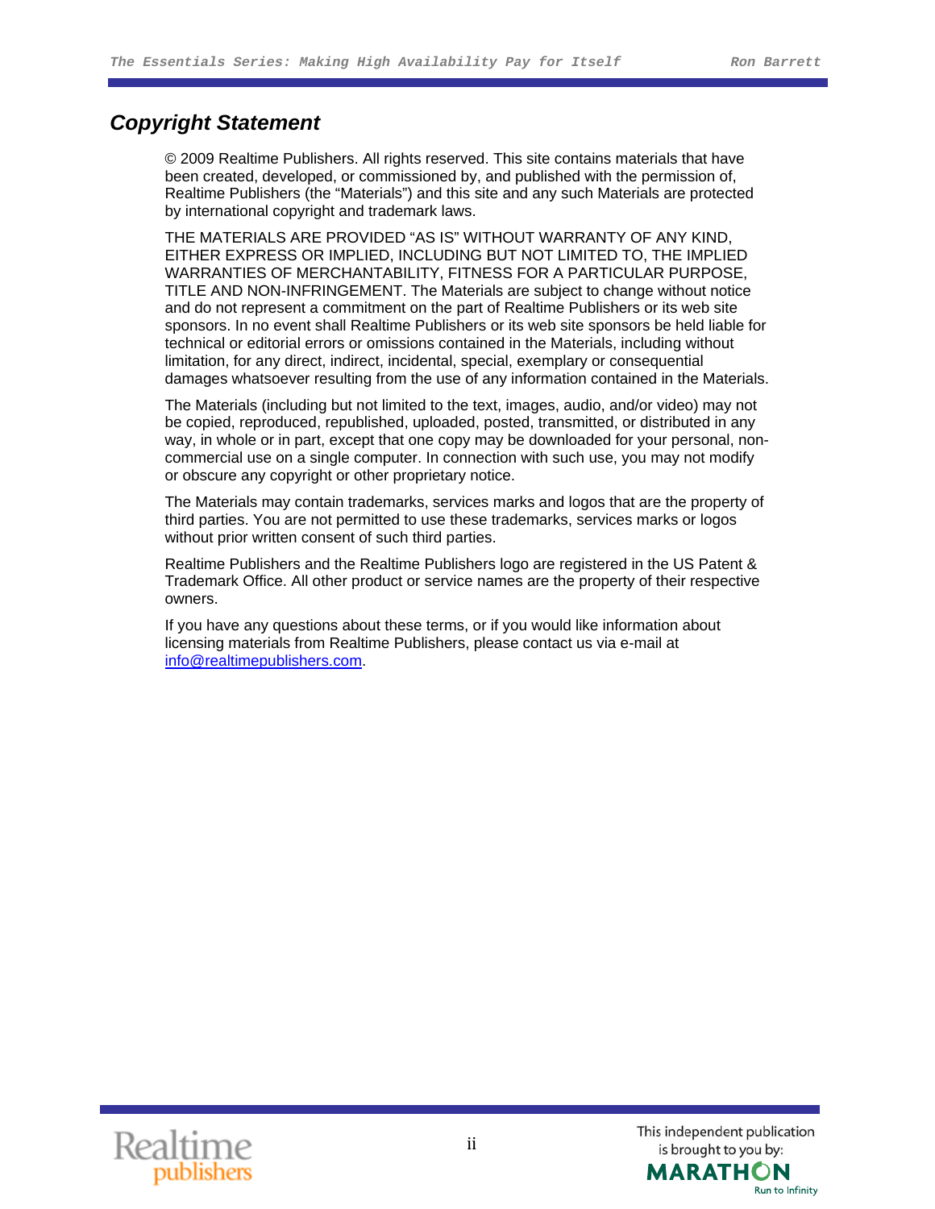## *Copyright Statement*

© 2009 Realtime Publishers. All rights reserved. This site contains materials that have been created, developed, or commissioned by, and published with the permission of, Realtime Publishers (the "Materials") and this site and any such Materials are protected by international copyright and trademark laws.

THE MATERIALS ARE PROVIDED "AS IS" WITHOUT WARRANTY OF ANY KIND, EITHER EXPRESS OR IMPLIED, INCLUDING BUT NOT LIMITED TO, THE IMPLIED WARRANTIES OF MERCHANTABILITY, FITNESS FOR A PARTICULAR PURPOSE, TITLE AND NON-INFRINGEMENT. The Materials are subject to change without notice and do not represent a commitment on the part of Realtime Publishers or its web site sponsors. In no event shall Realtime Publishers or its web site sponsors be held liable for technical or editorial errors or omissions contained in the Materials, including without limitation, for any direct, indirect, incidental, special, exemplary or consequential damages whatsoever resulting from the use of any information contained in the Materials.

The Materials (including but not limited to the text, images, audio, and/or video) may not be copied, reproduced, republished, uploaded, posted, transmitted, or distributed in any way, in whole or in part, except that one copy may be downloaded for your personal, non-commercial use on a single computer. In connection with such use, you may not modify or obscure any copyright or other proprietary notice.

The Materials may contain trademarks, services marks and logos that are the property of third parties. You are not permitted to use these trademarks, services marks or logos without prior written consent of such third parties.

Realtime Publishers and the Realtime Publishers logo are registered in the US Patent & Trademark Office. All other product or service names are the property of their respective owners.

If you have any questions about these terms, or if you would like information about licensing materials from Realtime Publishers, please contact us via e-mail at info@realtimepublishers.com.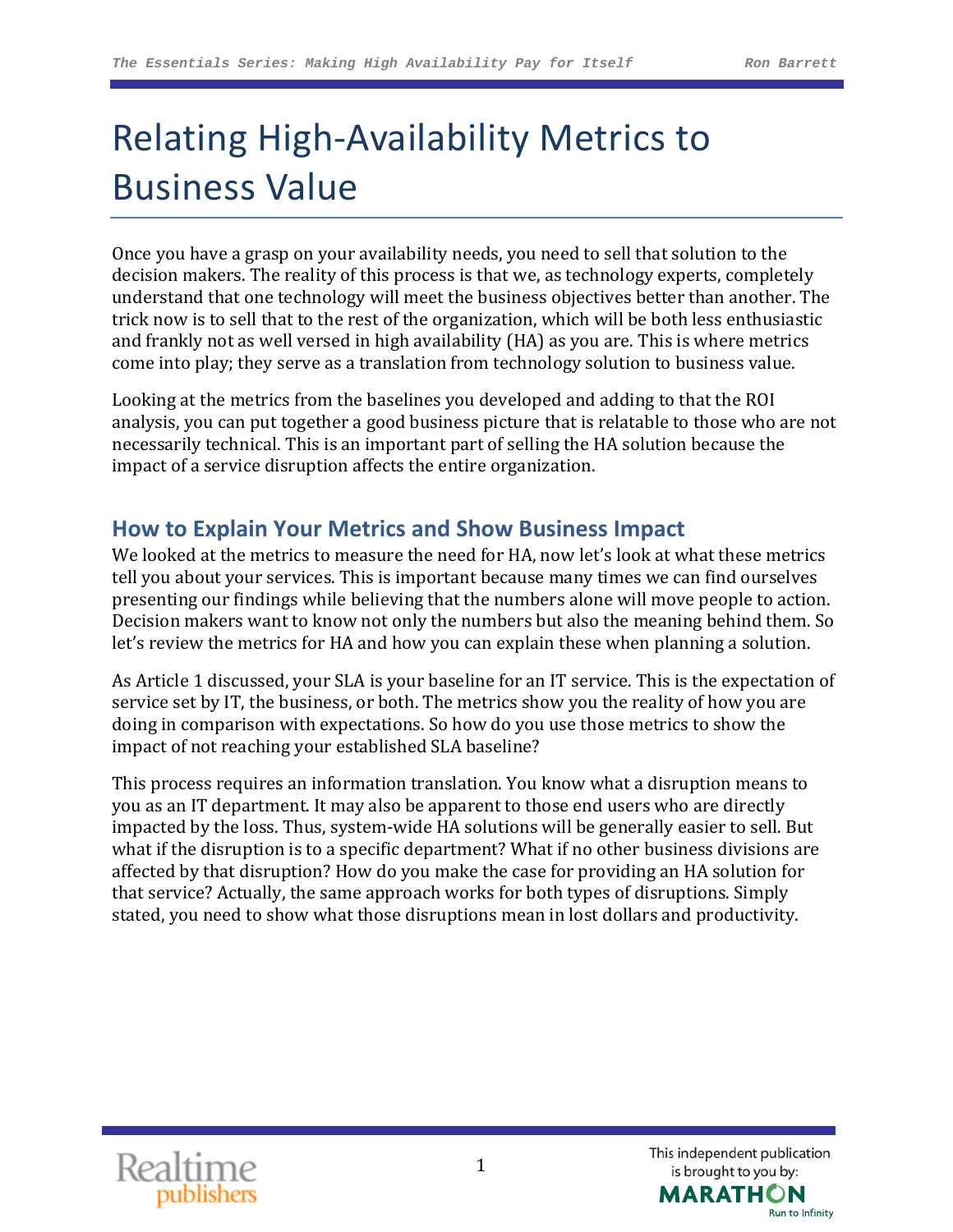# Relating High-Availability Metrics to Business Value

Once you have a grasp on your availability needs, you need to sell that solution to the decision makers. The reality of this process is that we, as technology experts, completely understand that one technology will meet the business objectives better than another. The trick now is to sell that to the rest of the organization, which will be both less enthusiastic and frankly not as well versed in high availability (HA) as you are. This is where metrics come into play; they serve as a translation from technology solution to business value.

Looking at the metrics from the baselines you developed and adding to that the ROI analysis, you can put together a good business picture that is relatable to those who are not necessarily technical. This is an important part of selling the HA solution because the impact of a service disruption affects the entire organization.

## How to Explain Your Metrics and Show Business Impact

We looked at the metrics to measure the need for HA, now let's look at what these metrics tell you about your services. This is important because many times we can find ourselves presenting our findings while believing that the numbers alone will move people to action. Decision makers want to know not only the numbers but also the meaning behind them. So let's review the metrics for HA and how you can explain these when planning a solution.

As Article 1 discussed, your SLA is your baseline for an IT service. This is the expectation of service set by IT, the business, or both. The metrics show you the reality of how you are doing in comparison with expectations. So how do you use those metrics to show the impact of not reaching your established SLA baseline?

This process requires an information translation. You know what a disruption means to you as an IT department. It may also be apparent to those end users who are directly impacted by the loss. Thus, system-wide HA solutions will be generally easier to sell. But what if the disruption is to a specific department? What if no other business divisions are affected by that disruption? How do you make the case for providing an HA solution for that service? Actually, the same approach works for both types of disruptions. Simply stated, you need to show what those disruptions mean in lost dollars and productivity.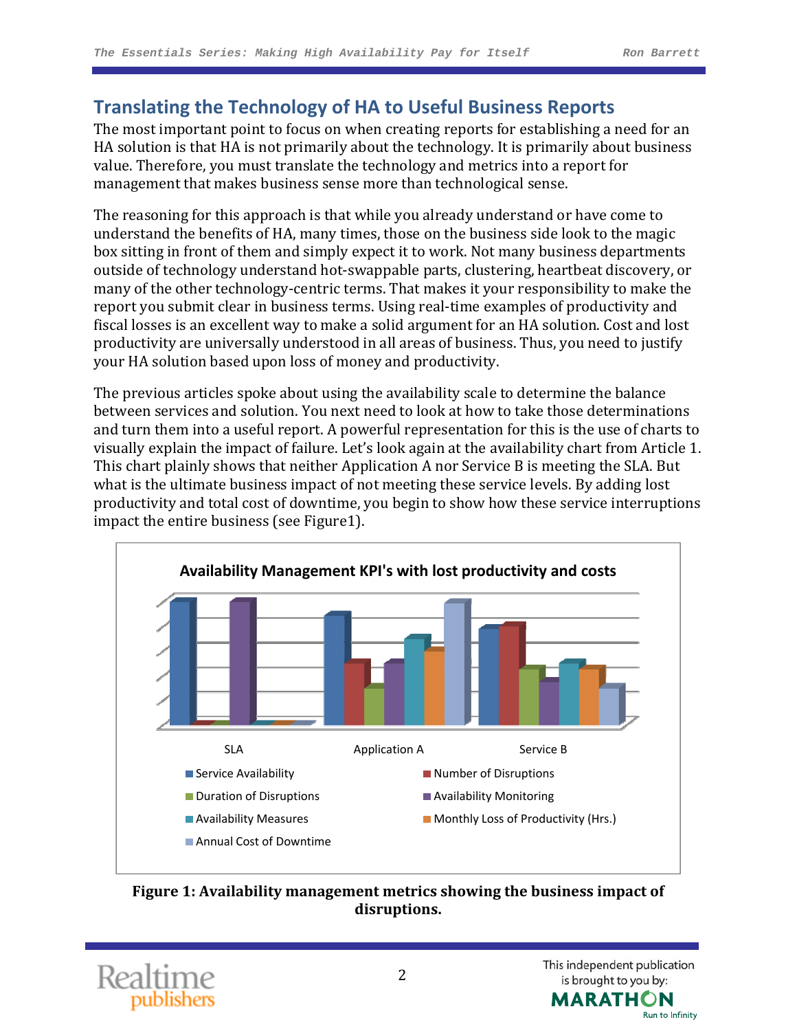## Translating the Technology of HA to Useful Business Reports

The most important point to focus on when creating reports for establishing a need for an HA solution is that HA is not primarily about the technology. It is primarily about business value. Therefore, you must translate the technology and metrics into a report for management that makes business sense more than technological sense.

The reasoning for this approach is that while you already understand or have come to understand the benefits of HA, many times, those on the business side look to the magic box sitting in front of them and simply expect it to work. Not many business departments outside of technology understand hot-swappable parts, clustering, heartbeat discovery, or many of the other technology-centric terms. That makes it your responsibility to make the report you submit clear in business terms. Using real-time examples of productivity and fiscal losses is an excellent way to make a solid argument for an HA solution. Cost and lost productivity are universally understood in all areas of business. Thus, you need to justify your HA solution based upon loss of money and productivity.

The previous articles spoke about using the availability scale to determine the balance between services and solution. You next need to look at how to take those determinations and turn them into a useful report. A powerful representation for this is the use of charts to visually explain the impact of failure. Let's look again at the availability chart from Article 1. This chart plainly shows that neither Application A nor Service B is meeting the SLA. But what is the ultimate business impact of not meeting these service levels. By adding lost productivity and total cost of downtime, you begin to show how these service interruptions impact the entire business (see Figure1).

**Availability Management KPI's with lost productivity and costs**

SLA — Application A — Service B

- Service Availability
- Number of Disruptions
- Duration of Disruptions
- Availability Monitoring
- Availability Measures
- Monthly Loss of Productivity (Hrs.)
- Annual Cost of Downtime

**Figure 1: Availability management metrics showing the business impact of disruptions.**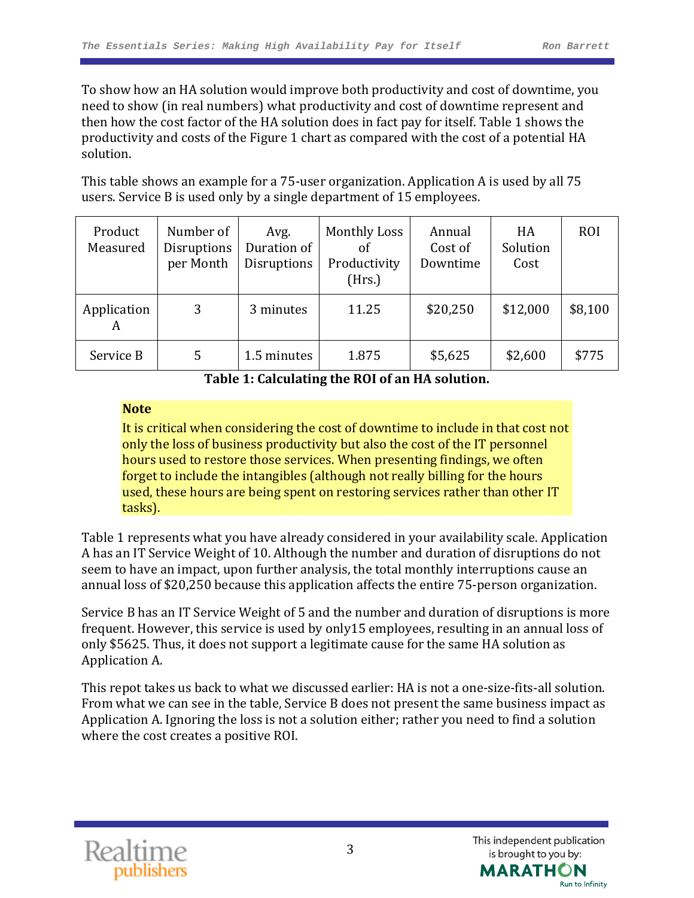To show how an HA solution would improve both productivity and cost of downtime, you need to show (in real numbers) what productivity and cost of downtime represent and then how the cost factor of the HA solution does in fact pay for itself. Table 1 shows the productivity and costs of the Figure 1 chart as compared with the cost of a potential HA solution.

This table shows an example for a 75-user organization. Application A is used by all 75 users. Service B is used only by a single department of 15 employees.

| Product Measured | Number of Disruptions per Month | Avg. Duration of Disruptions | Monthly Loss of Productivity (Hrs.) | Annual Cost of Downtime | HA Solution Cost | ROI |
|---|---|---|---|---|---|---|
| Application A | 3 | 3 minutes | 11.25 | $20,250 | $12,000 | $8,100 |
| Service B | 5 | 1.5 minutes | 1.875 | $5,625 | $2,600 | $775 |

**Table 1: Calculating the ROI of an HA solution.**

> **Note**
> It is critical when considering the cost of downtime to include in that cost not only the loss of business productivity but also the cost of the IT personnel hours used to restore those services. When presenting findings, we often forget to include the intangibles (although not really billing for the hours used, these hours are being spent on restoring services rather than other IT tasks).

Table 1 represents what you have already considered in your availability scale. Application A has an IT Service Weight of 10. Although the number and duration of disruptions do not seem to have an impact, upon further analysis, the total monthly interruptions cause an annual loss of $20,250 because this application affects the entire 75-person organization.

Service B has an IT Service Weight of 5 and the number and duration of disruptions is more frequent. However, this service is used by only15 employees, resulting in an annual loss of only $5625. Thus, it does not support a legitimate cause for the same HA solution as Application A.

This repot takes us back to what we discussed earlier: HA is not a one-size-fits-all solution. From what we can see in the table, Service B does not present the same business impact as Application A. Ignoring the loss is not a solution either; rather you need to find a solution where the cost creates a positive ROI.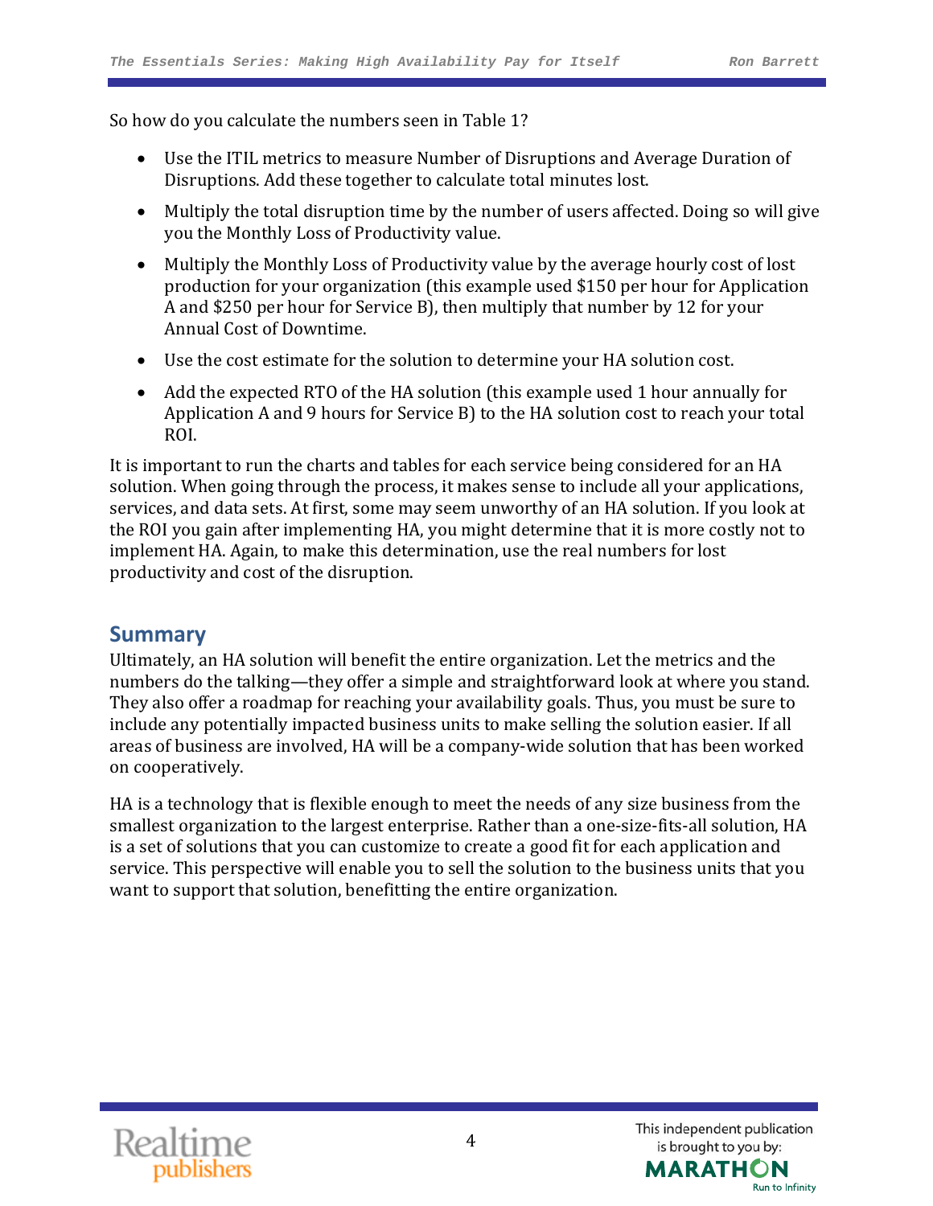So how do you calculate the numbers seen in Table 1?

- Use the ITIL metrics to measure Number of Disruptions and Average Duration of Disruptions. Add these together to calculate total minutes lost.
- Multiply the total disruption time by the number of users affected. Doing so will give you the Monthly Loss of Productivity value.
- Multiply the Monthly Loss of Productivity value by the average hourly cost of lost production for your organization (this example used $150 per hour for Application A and $250 per hour for Service B), then multiply that number by 12 for your Annual Cost of Downtime.
- Use the cost estimate for the solution to determine your HA solution cost.
- Add the expected RTO of the HA solution (this example used 1 hour annually for Application A and 9 hours for Service B) to the HA solution cost to reach your total ROI.

It is important to run the charts and tables for each service being considered for an HA solution. When going through the process, it makes sense to include all your applications, services, and data sets. At first, some may seem unworthy of an HA solution. If you look at the ROI you gain after implementing HA, you might determine that it is more costly not to implement HA. Again, to make this determination, use the real numbers for lost productivity and cost of the disruption.

## Summary

Ultimately, an HA solution will benefit the entire organization. Let the metrics and the numbers do the talking—they offer a simple and straightforward look at where you stand. They also offer a roadmap for reaching your availability goals. Thus, you must be sure to include any potentially impacted business units to make selling the solution easier. If all areas of business are involved, HA will be a company-wide solution that has been worked on cooperatively.

HA is a technology that is flexible enough to meet the needs of any size business from the smallest organization to the largest enterprise. Rather than a one-size-fits-all solution, HA is a set of solutions that you can customize to create a good fit for each application and service. This perspective will enable you to sell the solution to the business units that you want to support that solution, benefitting the entire organization.